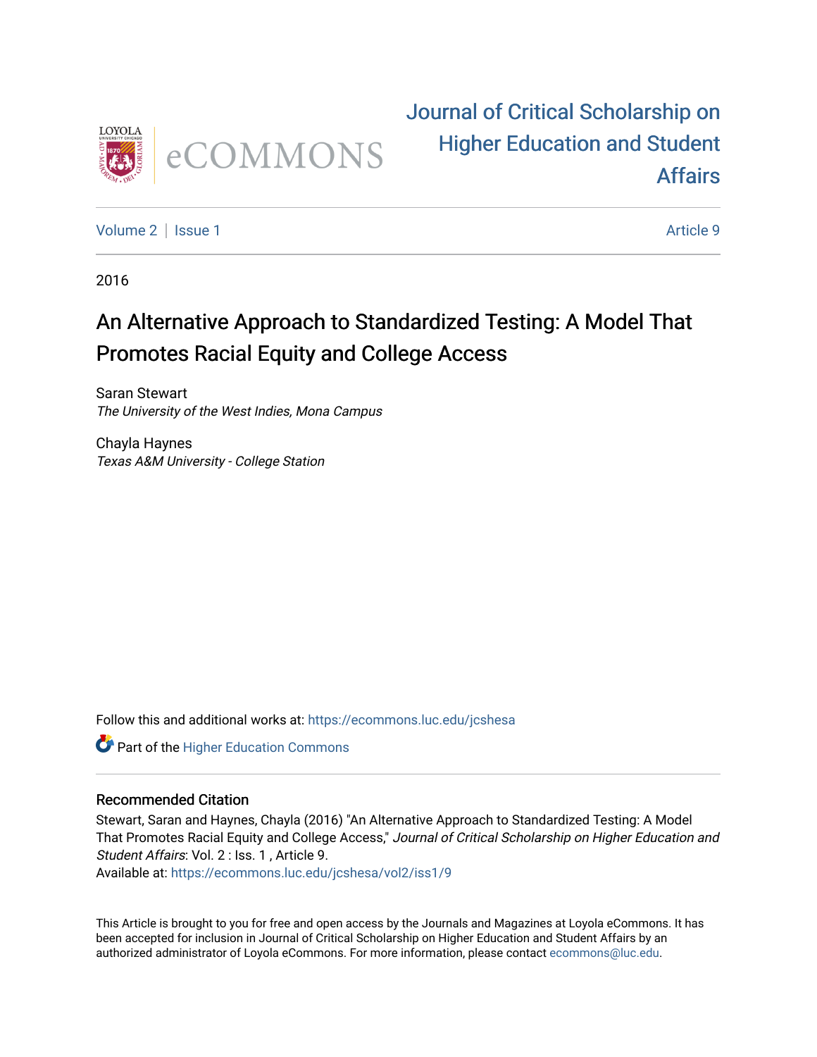# Journal of Critical Scholarship on Higher Education and Student Affairs

Volume 2 | Issue 1 — Article 9

2016

## An Alternative Approach to Standardized Testing: A Model That Promotes Racial Equity and College Access

Saran Stewart
*The University of the West Indies, Mona Campus*

Chayla Haynes
*Texas A&M University - College Station*

Follow this and additional works at: https://ecommons.luc.edu/jcshesa

Part of the Higher Education Commons

### Recommended Citation

Stewart, Saran and Haynes, Chayla (2016) "An Alternative Approach to Standardized Testing: A Model That Promotes Racial Equity and College Access," *Journal of Critical Scholarship on Higher Education and Student Affairs*: Vol. 2 : Iss. 1 , Article 9.
Available at: https://ecommons.luc.edu/jcshesa/vol2/iss1/9

This Article is brought to you for free and open access by the Journals and Magazines at Loyola eCommons. It has been accepted for inclusion in Journal of Critical Scholarship on Higher Education and Student Affairs by an authorized administrator of Loyola eCommons. For more information, please contact ecommons@luc.edu.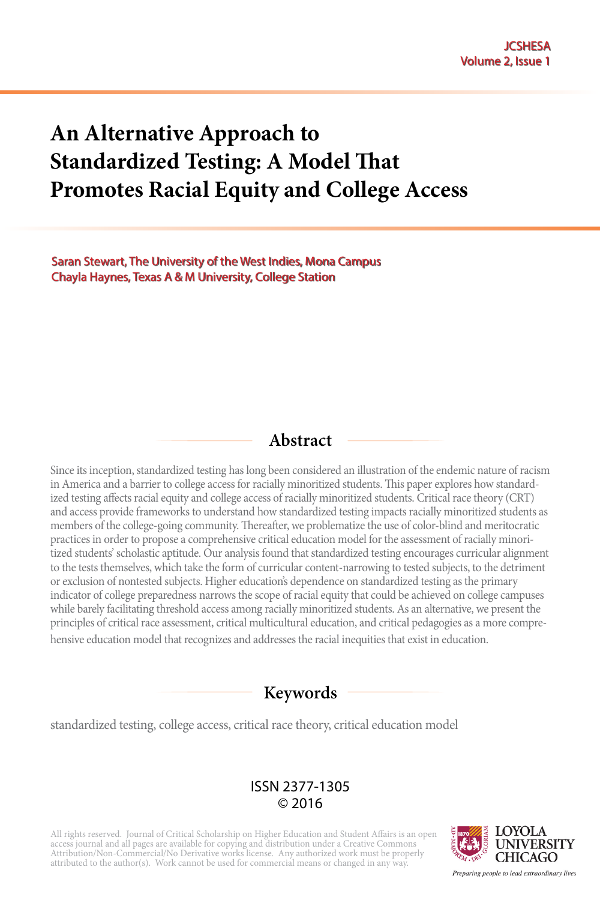# An Alternative Approach to Standardized Testing: A Model That Promotes Racial Equity and College Access

Saran Stewart, The University of the West Indies, Mona Campus
Chayla Haynes, Texas A & M University, College Station

## Abstract

Since its inception, standardized testing has long been considered an illustration of the endemic nature of racism in America and a barrier to college access for racially minoritized students. This paper explores how standardized testing affects racial equity and college access of racially minoritized students. Critical race theory (CRT) and access provide frameworks to understand how standardized testing impacts racially minoritized students as members of the college-going community. Thereafter, we problematize the use of color-blind and meritocratic practices in order to propose a comprehensive critical education model for the assessment of racially minoritized students' scholastic aptitude. Our analysis found that standardized testing encourages curricular alignment to the tests themselves, which take the form of curricular content-narrowing to tested subjects, to the detriment or exclusion of nontested subjects. Higher education's dependence on standardized testing as the primary indicator of college preparedness narrows the scope of racial equity that could be achieved on college campuses while barely facilitating threshold access among racially minoritized students. As an alternative, we present the principles of critical race assessment, critical multicultural education, and critical pedagogies as a more comprehensive education model that recognizes and addresses the racial inequities that exist in education.

## Keywords

standardized testing, college access, critical race theory, critical education model

ISSN 2377-1305
© 2016

All rights reserved. Journal of Critical Scholarship on Higher Education and Student Affairs is an open access journal and all pages are available for copying and distribution under a Creative Commons Attribution/Non-Commercial/No Derivative works license. Any authorized work must be properly attributed to the author(s). Work cannot be used for commercial means or changed in any way.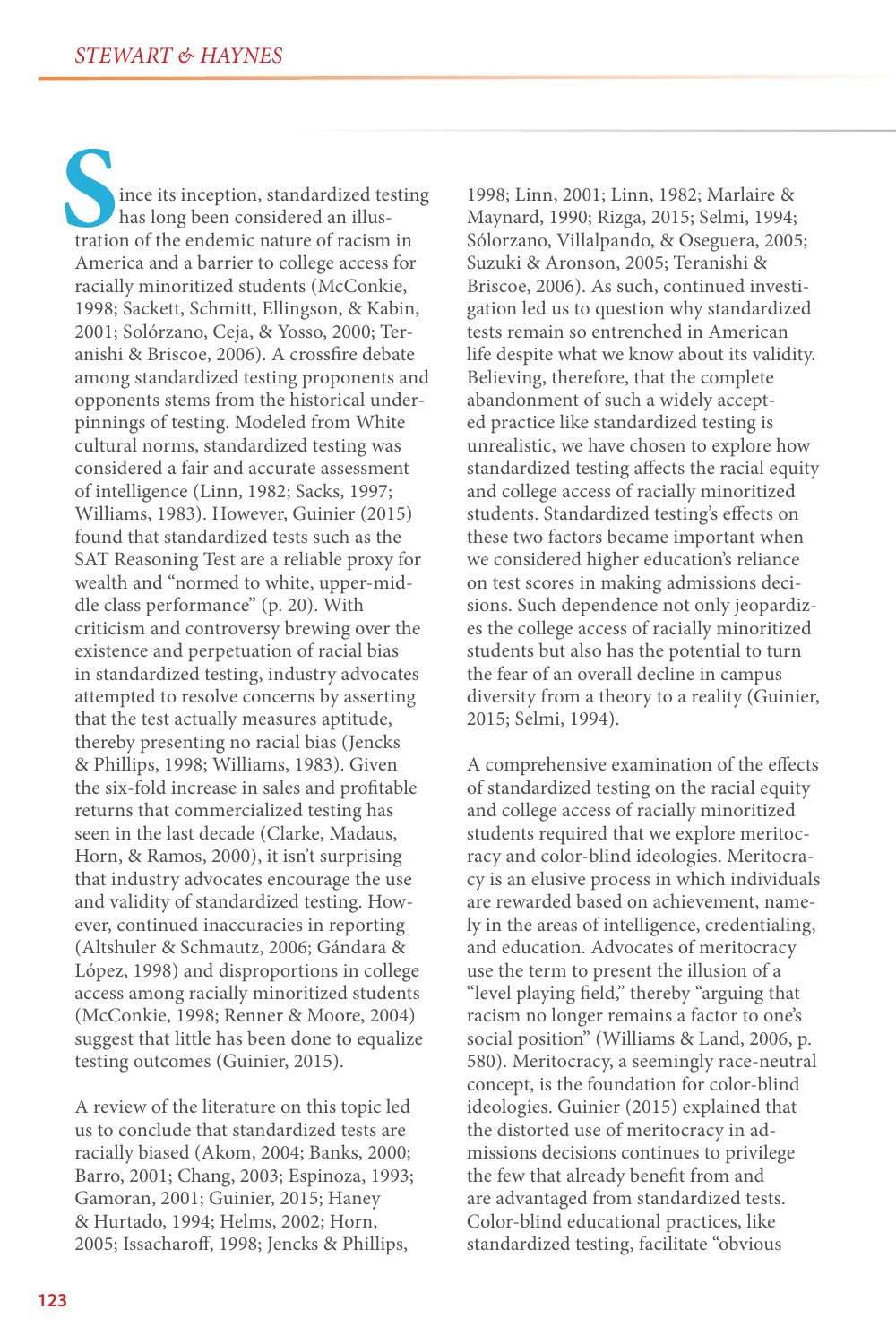Since its inception, standardized testing has long been considered an illustration of the endemic nature of racism in America and a barrier to college access for racially minoritized students (McConkie, 1998; Sackett, Schmitt, Ellingson, & Kabin, 2001; Sólorzano, Ceja, & Yosso, 2000; Teranishi & Briscoe, 2006). A crossfire debate among standardized testing proponents and opponents stems from the historical underpinnings of testing. Modeled from White cultural norms, standardized testing was considered a fair and accurate assessment of intelligence (Linn, 1982; Sacks, 1997; Williams, 1983). However, Guinier (2015) found that standardized tests such as the SAT Reasoning Test are a reliable proxy for wealth and "normed to white, upper-middle class performance" (p. 20). With criticism and controversy brewing over the existence and perpetuation of racial bias in standardized testing, industry advocates attempted to resolve concerns by asserting that the test actually measures aptitude, thereby presenting no racial bias (Jencks & Phillips, 1998; Williams, 1983). Given the six-fold increase in sales and profitable returns that commercialized testing has seen in the last decade (Clarke, Madaus, Horn, & Ramos, 2000), it isn't surprising that industry advocates encourage the use and validity of standardized testing. However, continued inaccuracies in reporting (Altshuler & Schmautz, 2006; Gándara & López, 1998) and disproportions in college access among racially minoritized students (McConkie, 1998; Renner & Moore, 2004) suggest that little has been done to equalize testing outcomes (Guinier, 2015).

A review of the literature on this topic led us to conclude that standardized tests are racially biased (Akom, 2004; Banks, 2000; Barro, 2001; Chang, 2003; Espinoza, 1993; Gamoran, 2001; Guinier, 2015; Haney & Hurtado, 1994; Helms, 2002; Horn, 2005; Issacharoff, 1998; Jencks & Phillips, 1998; Linn, 2001; Linn, 1982; Marlaire & Maynard, 1990; Rizga, 2015; Selmi, 1994; Sólorzano, Villalpando, & Oseguera, 2005; Suzuki & Aronson, 2005; Teranishi & Briscoe, 2006). As such, continued investigation led us to question why standardized tests remain so entrenched in American life despite what we know about its validity. Believing, therefore, that the complete abandonment of such a widely accepted practice like standardized testing is unrealistic, we have chosen to explore how standardized testing affects the racial equity and college access of racially minoritized students. Standardized testing's effects on these two factors became important when we considered higher education's reliance on test scores in making admissions decisions. Such dependence not only jeopardizes the college access of racially minoritized students but also has the potential to turn the fear of an overall decline in campus diversity from a theory to a reality (Guinier, 2015; Selmi, 1994).

A comprehensive examination of the effects of standardized testing on the racial equity and college access of racially minoritized students required that we explore meritocracy and color-blind ideologies. Meritocracy is an elusive process in which individuals are rewarded based on achievement, namely in the areas of intelligence, credentialing, and education. Advocates of meritocracy use the term to present the illusion of a "level playing field," thereby "arguing that racism no longer remains a factor to one's social position" (Williams & Land, 2006, p. 580). Meritocracy, a seemingly race-neutral concept, is the foundation for color-blind ideologies. Guinier (2015) explained that the distorted use of meritocracy in admissions decisions continues to privilege the few that already benefit from and are advantaged from standardized tests. Color-blind educational practices, like standardized testing, facilitate "obvious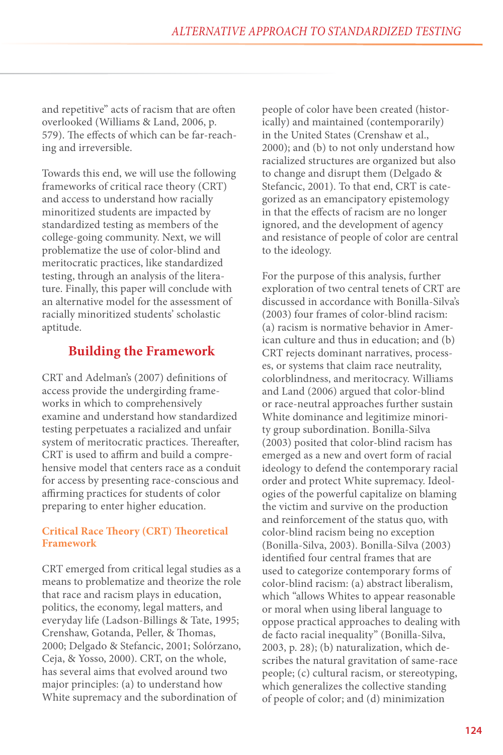and repetitive" acts of racism that are often overlooked (Williams & Land, 2006, p. 579). The effects of which can be far-reaching and irreversible.

Towards this end, we will use the following frameworks of critical race theory (CRT) and access to understand how racially minoritized students are impacted by standardized testing as members of the college-going community. Next, we will problematize the use of color-blind and meritocratic practices, like standardized testing, through an analysis of the literature. Finally, this paper will conclude with an alternative model for the assessment of racially minoritized students' scholastic aptitude.

## Building the Framework

CRT and Adelman's (2007) definitions of access provide the undergirding frameworks in which to comprehensively examine and understand how standardized testing perpetuates a racialized and unfair system of meritocratic practices. Thereafter, CRT is used to affirm and build a comprehensive model that centers race as a conduit for access by presenting race-conscious and affirming practices for students of color preparing to enter higher education.

### Critical Race Theory (CRT) Theoretical Framework

CRT emerged from critical legal studies as a means to problematize and theorize the role that race and racism plays in education, politics, the economy, legal matters, and everyday life (Ladson-Billings & Tate, 1995; Crenshaw, Gotanda, Peller, & Thomas, 2000; Delgado & Stefancic, 2001; Solórzano, Ceja, & Yosso, 2000). CRT, on the whole, has several aims that evolved around two major principles: (a) to understand how White supremacy and the subordination of people of color have been created (historically) and maintained (contemporarily) in the United States (Crenshaw et al., 2000); and (b) to not only understand how racialized structures are organized but also to change and disrupt them (Delgado & Stefancic, 2001). To that end, CRT is categorized as an emancipatory epistemology in that the effects of racism are no longer ignored, and the development of agency and resistance of people of color are central to the ideology.

For the purpose of this analysis, further exploration of two central tenets of CRT are discussed in accordance with Bonilla-Silva's (2003) four frames of color-blind racism: (a) racism is normative behavior in American culture and thus in education; and (b) CRT rejects dominant narratives, processes, or systems that claim race neutrality, colorblindness, and meritocracy. Williams and Land (2006) argued that color-blind or race-neutral approaches further sustain White dominance and legitimize minority group subordination. Bonilla-Silva (2003) posited that color-blind racism has emerged as a new and overt form of racial ideology to defend the contemporary racial order and protect White supremacy. Ideologies of the powerful capitalize on blaming the victim and survive on the production and reinforcement of the status quo, with color-blind racism being no exception (Bonilla-Silva, 2003). Bonilla-Silva (2003) identified four central frames that are used to categorize contemporary forms of color-blind racism: (a) abstract liberalism, which "allows Whites to appear reasonable or moral when using liberal language to oppose practical approaches to dealing with de facto racial inequality" (Bonilla-Silva, 2003, p. 28); (b) naturalization, which describes the natural gravitation of same-race people; (c) cultural racism, or stereotyping, which generalizes the collective standing of people of color; and (d) minimization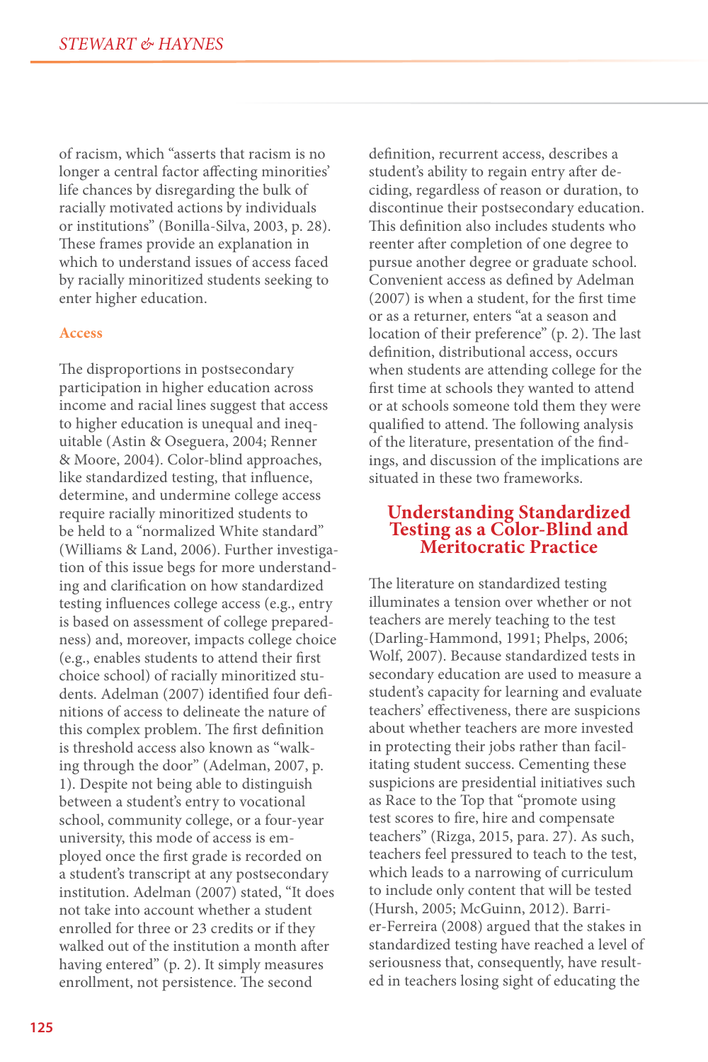of racism, which "asserts that racism is no longer a central factor affecting minorities' life chances by disregarding the bulk of racially motivated actions by individuals or institutions" (Bonilla-Silva, 2003, p. 28). These frames provide an explanation in which to understand issues of access faced by racially minoritized students seeking to enter higher education.

### Access

The disproportions in postsecondary participation in higher education across income and racial lines suggest that access to higher education is unequal and inequitable (Astin & Oseguera, 2004; Renner & Moore, 2004). Color-blind approaches, like standardized testing, that influence, determine, and undermine college access require racially minoritized students to be held to a "normalized White standard" (Williams & Land, 2006). Further investigation of this issue begs for more understanding and clarification on how standardized testing influences college access (e.g., entry is based on assessment of college preparedness) and, moreover, impacts college choice (e.g., enables students to attend their first choice school) of racially minoritized students. Adelman (2007) identified four definitions of access to delineate the nature of this complex problem. The first definition is threshold access also known as "walking through the door" (Adelman, 2007, p. 1). Despite not being able to distinguish between a student's entry to vocational school, community college, or a four-year university, this mode of access is employed once the first grade is recorded on a student's transcript at any postsecondary institution. Adelman (2007) stated, "It does not take into account whether a student enrolled for three or 23 credits or if they walked out of the institution a month after having entered" (p. 2). It simply measures enrollment, not persistence. The second definition, recurrent access, describes a student's ability to regain entry after deciding, regardless of reason or duration, to discontinue their postsecondary education. This definition also includes students who reenter after completion of one degree to pursue another degree or graduate school. Convenient access as defined by Adelman (2007) is when a student, for the first time or as a returner, enters "at a season and location of their preference" (p. 2). The last definition, distributional access, occurs when students are attending college for the first time at schools they wanted to attend or at schools someone told them they were qualified to attend. The following analysis of the literature, presentation of the findings, and discussion of the implications are situated in these two frameworks.

## Understanding Standardized Testing as a Color-Blind and Meritocratic Practice

The literature on standardized testing illuminates a tension over whether or not teachers are merely teaching to the test (Darling-Hammond, 1991; Phelps, 2006; Wolf, 2007). Because standardized tests in secondary education are used to measure a student's capacity for learning and evaluate teachers' effectiveness, there are suspicions about whether teachers are more invested in protecting their jobs rather than facilitating student success. Cementing these suspicions are presidential initiatives such as Race to the Top that "promote using test scores to fire, hire and compensate teachers" (Rizga, 2015, para. 27). As such, teachers feel pressured to teach to the test, which leads to a narrowing of curriculum to include only content that will be tested (Hursh, 2005; McGuinn, 2012). Barrier-Ferreira (2008) argued that the stakes in standardized testing have reached a level of seriousness that, consequently, have resulted in teachers losing sight of educating the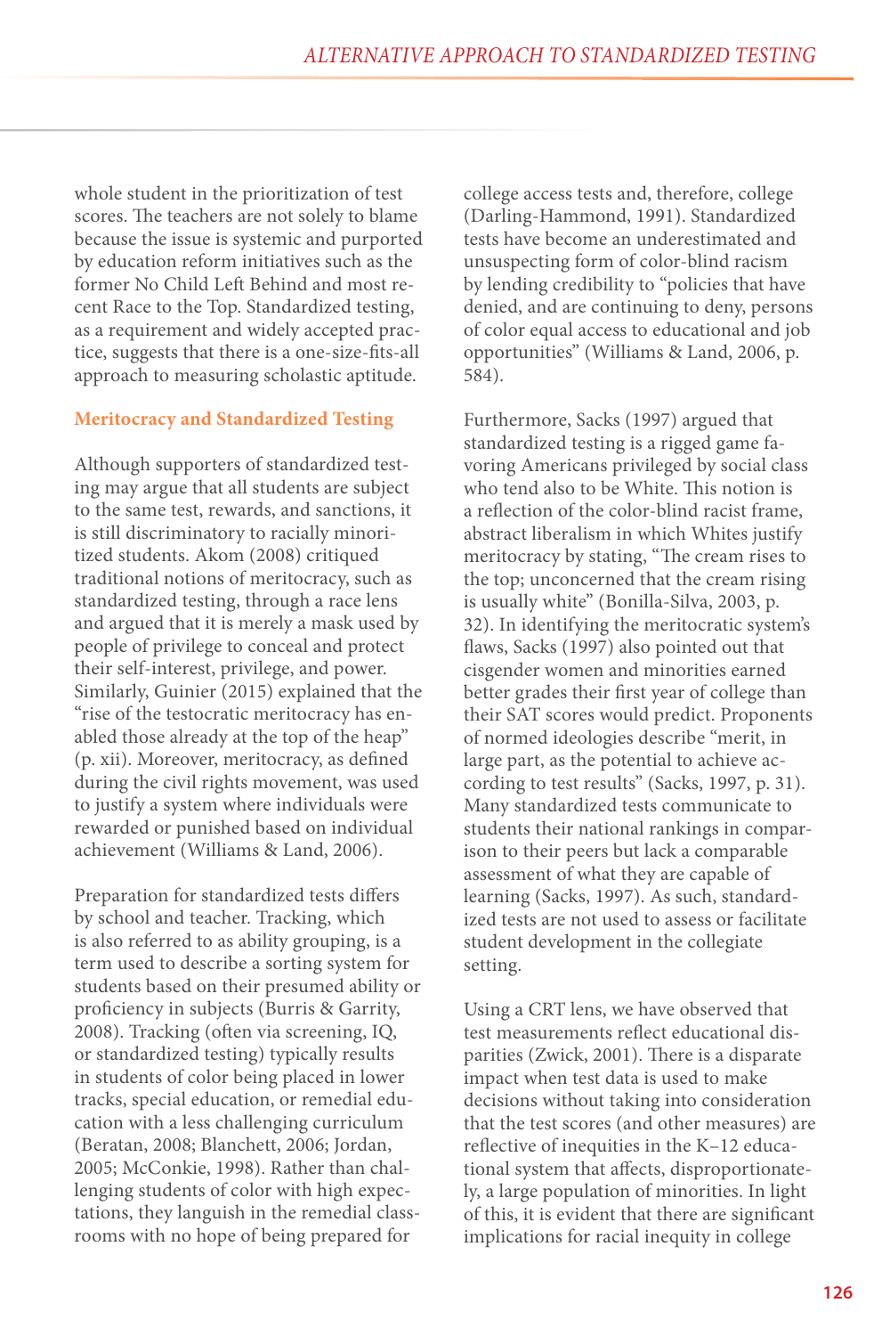whole student in the prioritization of test scores. The teachers are not solely to blame because the issue is systemic and purported by education reform initiatives such as the former No Child Left Behind and most recent Race to the Top. Standardized testing, as a requirement and widely accepted practice, suggests that there is a one-size-fits-all approach to measuring scholastic aptitude.

### Meritocracy and Standardized Testing

Although supporters of standardized testing may argue that all students are subject to the same test, rewards, and sanctions, it is still discriminatory to racially minoritized students. Akom (2008) critiqued traditional notions of meritocracy, such as standardized testing, through a race lens and argued that it is merely a mask used by people of privilege to conceal and protect their self-interest, privilege, and power. Similarly, Guinier (2015) explained that the "rise of the testocratic meritocracy has enabled those already at the top of the heap" (p. xii). Moreover, meritocracy, as defined during the civil rights movement, was used to justify a system where individuals were rewarded or punished based on individual achievement (Williams & Land, 2006).

Preparation for standardized tests differs by school and teacher. Tracking, which is also referred to as ability grouping, is a term used to describe a sorting system for students based on their presumed ability or proficiency in subjects (Burris & Garrity, 2008). Tracking (often via screening, IQ, or standardized testing) typically results in students of color being placed in lower tracks, special education, or remedial education with a less challenging curriculum (Beratan, 2008; Blanchett, 2006; Jordan, 2005; McConkie, 1998). Rather than challenging students of color with high expectations, they languish in the remedial classrooms with no hope of being prepared for college access tests and, therefore, college (Darling-Hammond, 1991). Standardized tests have become an underestimated and unsuspecting form of color-blind racism by lending credibility to "policies that have denied, and are continuing to deny, persons of color equal access to educational and job opportunities" (Williams & Land, 2006, p. 584).

Furthermore, Sacks (1997) argued that standardized testing is a rigged game favoring Americans privileged by social class who tend also to be White. This notion is a reflection of the color-blind racist frame, abstract liberalism in which Whites justify meritocracy by stating, "The cream rises to the top; unconcerned that the cream rising is usually white" (Bonilla-Silva, 2003, p. 32). In identifying the meritocratic system's flaws, Sacks (1997) also pointed out that cisgender women and minorities earned better grades their first year of college than their SAT scores would predict. Proponents of normed ideologies describe "merit, in large part, as the potential to achieve according to test results" (Sacks, 1997, p. 31). Many standardized tests communicate to students their national rankings in comparison to their peers but lack a comparable assessment of what they are capable of learning (Sacks, 1997). As such, standardized tests are not used to assess or facilitate student development in the collegiate setting.

Using a CRT lens, we have observed that test measurements reflect educational disparities (Zwick, 2001). There is a disparate impact when test data is used to make decisions without taking into consideration that the test scores (and other measures) are reflective of inequities in the K–12 educational system that affects, disproportionately, a large population of minorities. In light of this, it is evident that there are significant implications for racial inequity in college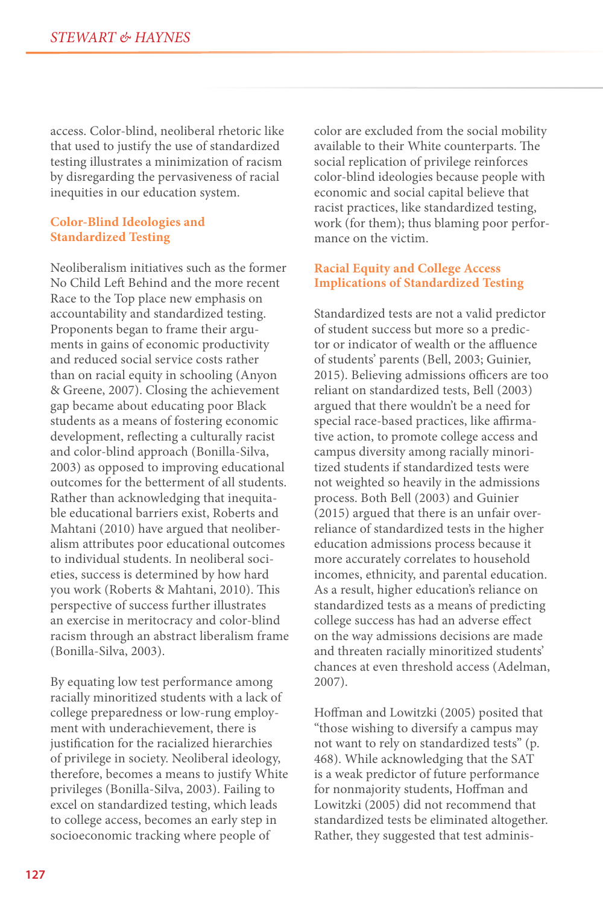access. Color-blind, neoliberal rhetoric like that used to justify the use of standardized testing illustrates a minimization of racism by disregarding the pervasiveness of racial inequities in our education system.

### Color-Blind Ideologies and Standardized Testing

Neoliberalism initiatives such as the former No Child Left Behind and the more recent Race to the Top place new emphasis on accountability and standardized testing. Proponents began to frame their arguments in gains of economic productivity and reduced social service costs rather than on racial equity in schooling (Anyon & Greene, 2007). Closing the achievement gap became about educating poor Black students as a means of fostering economic development, reflecting a culturally racist and color-blind approach (Bonilla-Silva, 2003) as opposed to improving educational outcomes for the betterment of all students. Rather than acknowledging that inequitable educational barriers exist, Roberts and Mahtani (2010) have argued that neoliberalism attributes poor educational outcomes to individual students. In neoliberal societies, success is determined by how hard you work (Roberts & Mahtani, 2010). This perspective of success further illustrates an exercise in meritocracy and color-blind racism through an abstract liberalism frame (Bonilla-Silva, 2003).

By equating low test performance among racially minoritized students with a lack of college preparedness or low-rung employment with underachievement, there is justification for the racialized hierarchies of privilege in society. Neoliberal ideology, therefore, becomes a means to justify White privileges (Bonilla-Silva, 2003). Failing to excel on standardized testing, which leads to college access, becomes an early step in socioeconomic tracking where people of color are excluded from the social mobility available to their White counterparts. The social replication of privilege reinforces color-blind ideologies because people with economic and social capital believe that racist practices, like standardized testing, work (for them); thus blaming poor performance on the victim.

### Racial Equity and College Access Implications of Standardized Testing

Standardized tests are not a valid predictor of student success but more so a predictor or indicator of wealth or the affluence of students' parents (Bell, 2003; Guinier, 2015). Believing admissions officers are too reliant on standardized tests, Bell (2003) argued that there wouldn't be a need for special race-based practices, like affirmative action, to promote college access and campus diversity among racially minoritized students if standardized tests were not weighted so heavily in the admissions process. Both Bell (2003) and Guinier (2015) argued that there is an unfair overreliance of standardized tests in the higher education admissions process because it more accurately correlates to household incomes, ethnicity, and parental education. As a result, higher education's reliance on standardized tests as a means of predicting college success has had an adverse effect on the way admissions decisions are made and threaten racially minoritized students' chances at even threshold access (Adelman, 2007).

Hoffman and Lowitzki (2005) posited that "those wishing to diversify a campus may not want to rely on standardized tests" (p. 468). While acknowledging that the SAT is a weak predictor of future performance for nonmajority students, Hoffman and Lowitzki (2005) did not recommend that standardized tests be eliminated altogether. Rather, they suggested that test adminis-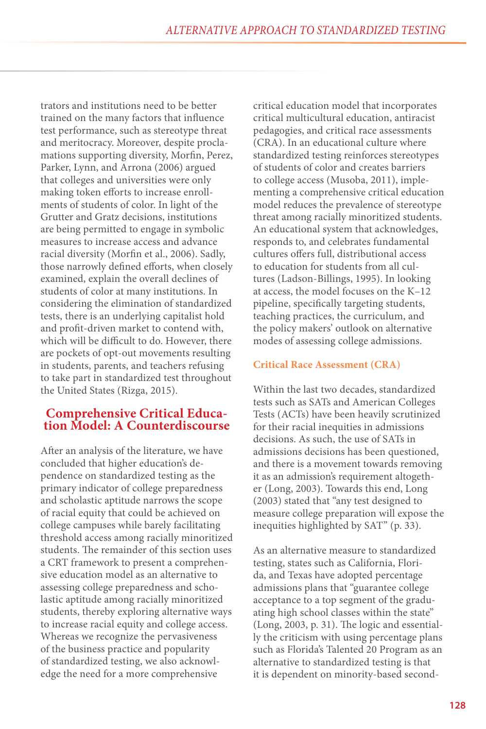trators and institutions need to be better trained on the many factors that influence test performance, such as stereotype threat and meritocracy. Moreover, despite proclamations supporting diversity, Morfin, Perez, Parker, Lynn, and Arrona (2006) argued that colleges and universities were only making token efforts to increase enrollments of students of color. In light of the Grutter and Gratz decisions, institutions are being permitted to engage in symbolic measures to increase access and advance racial diversity (Morfin et al., 2006). Sadly, those narrowly defined efforts, when closely examined, explain the overall declines of students of color at many institutions. In considering the elimination of standardized tests, there is an underlying capitalist hold and profit-driven market to contend with, which will be difficult to do. However, there are pockets of opt-out movements resulting in students, parents, and teachers refusing to take part in standardized test throughout the United States (Rizga, 2015).

## Comprehensive Critical Education Model: A Counterdiscourse

After an analysis of the literature, we have concluded that higher education's dependence on standardized testing as the primary indicator of college preparedness and scholastic aptitude narrows the scope of racial equity that could be achieved on college campuses while barely facilitating threshold access among racially minoritized students. The remainder of this section uses a CRT framework to present a comprehensive education model as an alternative to assessing college preparedness and scholastic aptitude among racially minoritized students, thereby exploring alternative ways to increase racial equity and college access. Whereas we recognize the pervasiveness of the business practice and popularity of standardized testing, we also acknowledge the need for a more comprehensive critical education model that incorporates critical multicultural education, antiracist pedagogies, and critical race assessments (CRA). In an educational culture where standardized testing reinforces stereotypes of students of color and creates barriers to college access (Musoba, 2011), implementing a comprehensive critical education model reduces the prevalence of stereotype threat among racially minoritized students. An educational system that acknowledges, responds to, and celebrates fundamental cultures offers full, distributional access to education for students from all cultures (Ladson-Billings, 1995). In looking at access, the model focuses on the K–12 pipeline, specifically targeting students, teaching practices, the curriculum, and the policy makers' outlook on alternative modes of assessing college admissions.

### Critical Race Assessment (CRA)

Within the last two decades, standardized tests such as SATs and American Colleges Tests (ACTs) have been heavily scrutinized for their racial inequities in admissions decisions. As such, the use of SATs in admissions decisions has been questioned, and there is a movement towards removing it as an admission's requirement altogether (Long, 2003). Towards this end, Long (2003) stated that "any test designed to measure college preparation will expose the inequities highlighted by SAT" (p. 33).

As an alternative measure to standardized testing, states such as California, Florida, and Texas have adopted percentage admissions plans that "guarantee college acceptance to a top segment of the graduating high school classes within the state" (Long, 2003, p. 31). The logic and essentially the criticism with using percentage plans such as Florida's Talented 20 Program as an alternative to standardized testing is that it is dependent on minority-based second-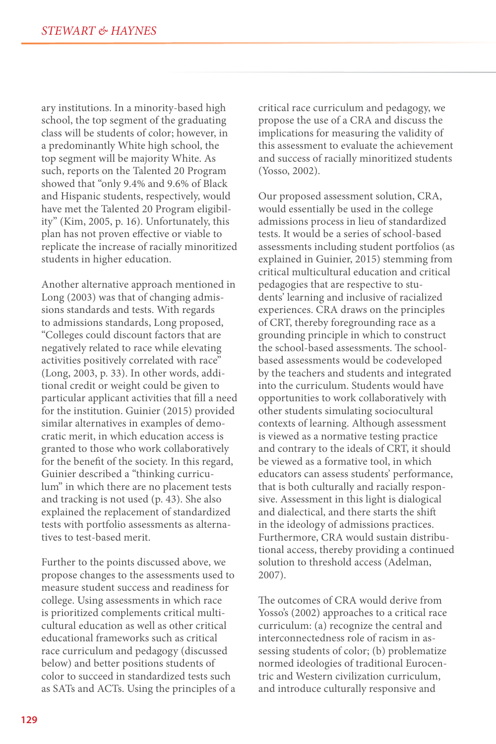ary institutions. In a minority-based high school, the top segment of the graduating class will be students of color; however, in a predominantly White high school, the top segment will be majority White. As such, reports on the Talented 20 Program showed that "only 9.4% and 9.6% of Black and Hispanic students, respectively, would have met the Talented 20 Program eligibility" (Kim, 2005, p. 16). Unfortunately, this plan has not proven effective or viable to replicate the increase of racially minoritized students in higher education.

Another alternative approach mentioned in Long (2003) was that of changing admissions standards and tests. With regards to admissions standards, Long proposed, "Colleges could discount factors that are negatively related to race while elevating activities positively correlated with race" (Long, 2003, p. 33). In other words, additional credit or weight could be given to particular applicant activities that fill a need for the institution. Guinier (2015) provided similar alternatives in examples of democratic merit, in which education access is granted to those who work collaboratively for the benefit of the society. In this regard, Guinier described a "thinking curriculum" in which there are no placement tests and tracking is not used (p. 43). She also explained the replacement of standardized tests with portfolio assessments as alternatives to test-based merit.

Further to the points discussed above, we propose changes to the assessments used to measure student success and readiness for college. Using assessments in which race is prioritized complements critical multicultural education as well as other critical educational frameworks such as critical race curriculum and pedagogy (discussed below) and better positions students of color to succeed in standardized tests such as SATs and ACTs. Using the principles of a critical race curriculum and pedagogy, we propose the use of a CRA and discuss the implications for measuring the validity of this assessment to evaluate the achievement and success of racially minoritized students (Yosso, 2002).

Our proposed assessment solution, CRA, would essentially be used in the college admissions process in lieu of standardized tests. It would be a series of school-based assessments including student portfolios (as explained in Guinier, 2015) stemming from critical multicultural education and critical pedagogies that are respective to students' learning and inclusive of racialized experiences. CRA draws on the principles of CRT, thereby foregrounding race as a grounding principle in which to construct the school-based assessments. The school-based assessments would be codeveloped by the teachers and students and integrated into the curriculum. Students would have opportunities to work collaboratively with other students simulating sociocultural contexts of learning. Although assessment is viewed as a normative testing practice and contrary to the ideals of CRT, it should be viewed as a formative tool, in which educators can assess students' performance, that is both culturally and racially responsive. Assessment in this light is dialogical and dialectical, and there starts the shift in the ideology of admissions practices. Furthermore, CRA would sustain distributional access, thereby providing a continued solution to threshold access (Adelman, 2007).

The outcomes of CRA would derive from Yosso's (2002) approaches to a critical race curriculum: (a) recognize the central and interconnectedness role of racism in assessing students of color; (b) problematize normed ideologies of traditional Eurocentric and Western civilization curriculum, and introduce culturally responsive and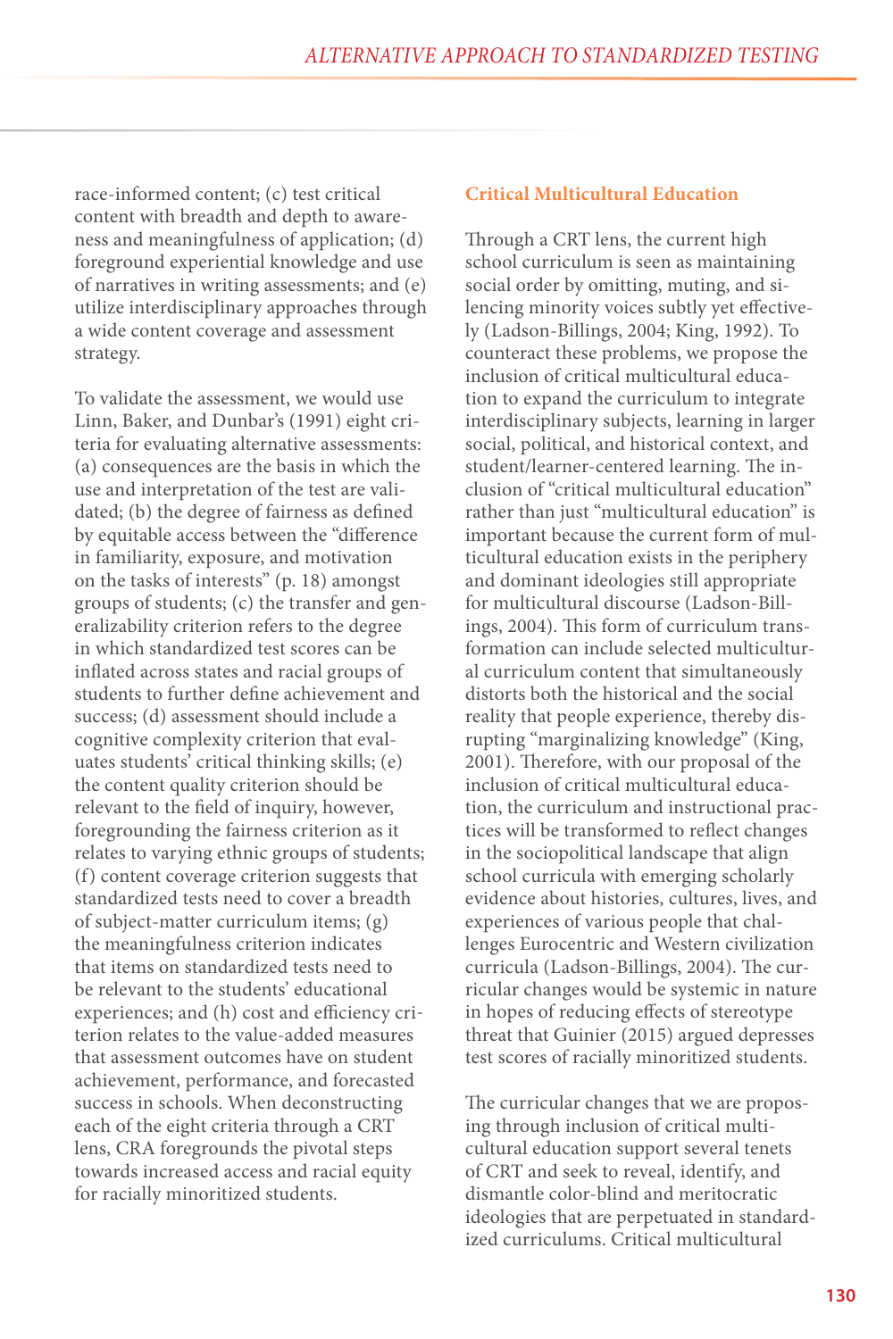race-informed content; (c) test critical content with breadth and depth to awareness and meaningfulness of application; (d) foreground experiential knowledge and use of narratives in writing assessments; and (e) utilize interdisciplinary approaches through a wide content coverage and assessment strategy.

To validate the assessment, we would use Linn, Baker, and Dunbar's (1991) eight criteria for evaluating alternative assessments: (a) consequences are the basis in which the use and interpretation of the test are validated; (b) the degree of fairness as defined by equitable access between the "difference in familiarity, exposure, and motivation on the tasks of interests" (p. 18) amongst groups of students; (c) the transfer and generalizability criterion refers to the degree in which standardized test scores can be inflated across states and racial groups of students to further define achievement and success; (d) assessment should include a cognitive complexity criterion that evaluates students' critical thinking skills; (e) the content quality criterion should be relevant to the field of inquiry, however, foregrounding the fairness criterion as it relates to varying ethnic groups of students; (f) content coverage criterion suggests that standardized tests need to cover a breadth of subject-matter curriculum items; (g) the meaningfulness criterion indicates that items on standardized tests need to be relevant to the students' educational experiences; and (h) cost and efficiency criterion relates to the value-added measures that assessment outcomes have on student achievement, performance, and forecasted success in schools. When deconstructing each of the eight criteria through a CRT lens, CRA foregrounds the pivotal steps towards increased access and racial equity for racially minoritized students.

## Critical Multicultural Education

Through a CRT lens, the current high school curriculum is seen as maintaining social order by omitting, muting, and silencing minority voices subtly yet effectively (Ladson-Billings, 2004; King, 1992). To counteract these problems, we propose the inclusion of critical multicultural education to expand the curriculum to integrate interdisciplinary subjects, learning in larger social, political, and historical context, and student/learner-centered learning. The inclusion of "critical multicultural education" rather than just "multicultural education" is important because the current form of multicultural education exists in the periphery and dominant ideologies still appropriate for multicultural discourse (Ladson-Billings, 2004). This form of curriculum transformation can include selected multicultural curriculum content that simultaneously distorts both the historical and the social reality that people experience, thereby disrupting "marginalizing knowledge" (King, 2001). Therefore, with our proposal of the inclusion of critical multicultural education, the curriculum and instructional practices will be transformed to reflect changes in the sociopolitical landscape that align school curricula with emerging scholarly evidence about histories, cultures, lives, and experiences of various people that challenges Eurocentric and Western civilization curricula (Ladson-Billings, 2004). The curricular changes would be systemic in nature in hopes of reducing effects of stereotype threat that Guinier (2015) argued depresses test scores of racially minoritized students.

The curricular changes that we are proposing through inclusion of critical multicultural education support several tenets of CRT and seek to reveal, identify, and dismantle color-blind and meritocratic ideologies that are perpetuated in standardized curriculums. Critical multicultural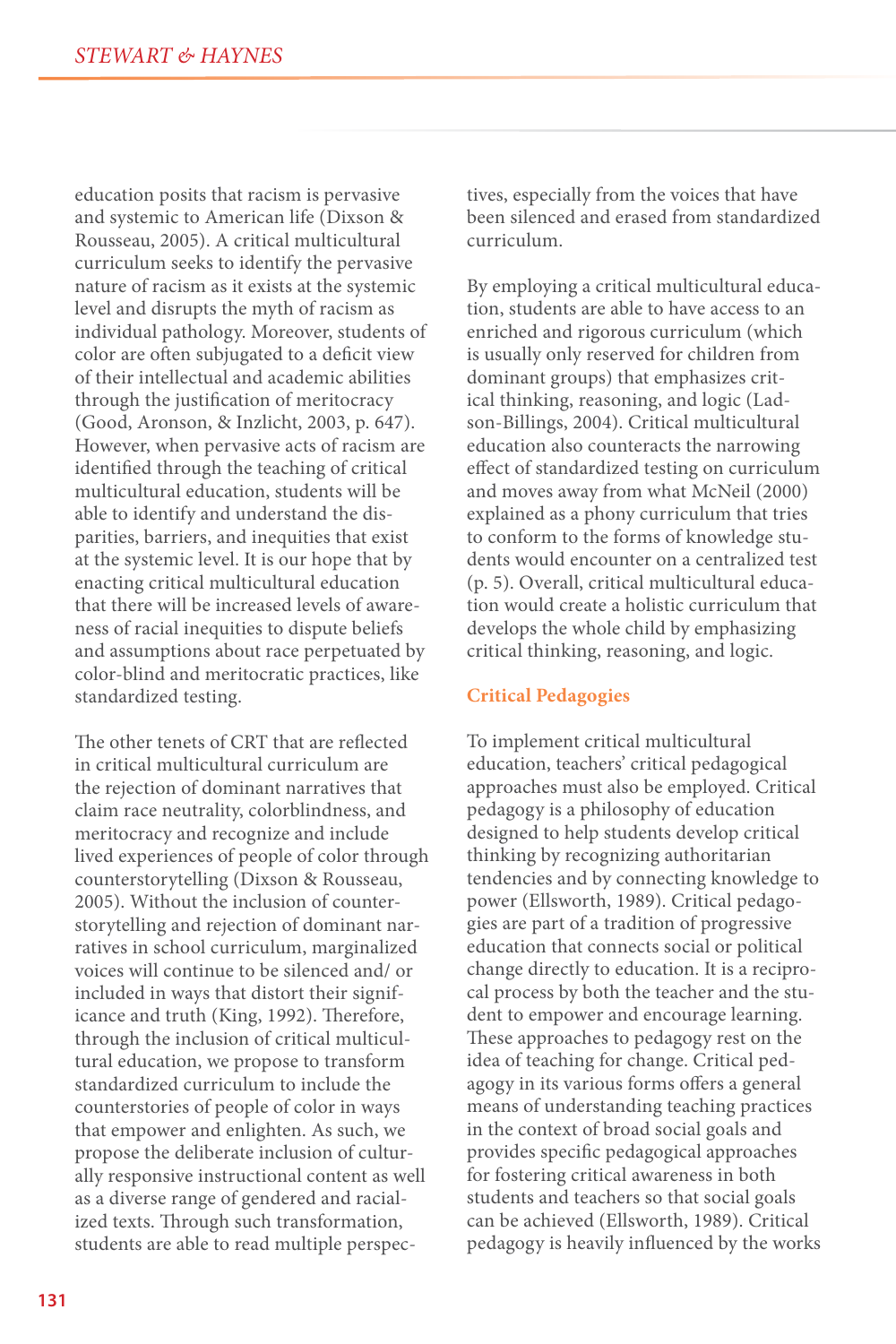education posits that racism is pervasive and systemic to American life (Dixson & Rousseau, 2005). A critical multicultural curriculum seeks to identify the pervasive nature of racism as it exists at the systemic level and disrupts the myth of racism as individual pathology. Moreover, students of color are often subjugated to a deficit view of their intellectual and academic abilities through the justification of meritocracy (Good, Aronson, & Inzlicht, 2003, p. 647). However, when pervasive acts of racism are identified through the teaching of critical multicultural education, students will be able to identify and understand the disparities, barriers, and inequities that exist at the systemic level. It is our hope that by enacting critical multicultural education that there will be increased levels of awareness of racial inequities to dispute beliefs and assumptions about race perpetuated by color-blind and meritocratic practices, like standardized testing.

The other tenets of CRT that are reflected in critical multicultural curriculum are the rejection of dominant narratives that claim race neutrality, colorblindness, and meritocracy and recognize and include lived experiences of people of color through counterstorytelling (Dixson & Rousseau, 2005). Without the inclusion of counterstorytelling and rejection of dominant narratives in school curriculum, marginalized voices will continue to be silenced and/ or included in ways that distort their significance and truth (King, 1992). Therefore, through the inclusion of critical multicultural education, we propose to transform standardized curriculum to include the counterstories of people of color in ways that empower and enlighten. As such, we propose the deliberate inclusion of culturally responsive instructional content as well as a diverse range of gendered and racialized texts. Through such transformation, students are able to read multiple perspectives, especially from the voices that have been silenced and erased from standardized curriculum.

By employing a critical multicultural education, students are able to have access to an enriched and rigorous curriculum (which is usually only reserved for children from dominant groups) that emphasizes critical thinking, reasoning, and logic (Ladson-Billings, 2004). Critical multicultural education also counteracts the narrowing effect of standardized testing on curriculum and moves away from what McNeil (2000) explained as a phony curriculum that tries to conform to the forms of knowledge students would encounter on a centralized test (p. 5). Overall, critical multicultural education would create a holistic curriculum that develops the whole child by emphasizing critical thinking, reasoning, and logic.

## Critical Pedagogies

To implement critical multicultural education, teachers' critical pedagogical approaches must also be employed. Critical pedagogy is a philosophy of education designed to help students develop critical thinking by recognizing authoritarian tendencies and by connecting knowledge to power (Ellsworth, 1989). Critical pedagogies are part of a tradition of progressive education that connects social or political change directly to education. It is a reciprocal process by both the teacher and the student to empower and encourage learning. These approaches to pedagogy rest on the idea of teaching for change. Critical pedagogy in its various forms offers a general means of understanding teaching practices in the context of broad social goals and provides specific pedagogical approaches for fostering critical awareness in both students and teachers so that social goals can be achieved (Ellsworth, 1989). Critical pedagogy is heavily influenced by the works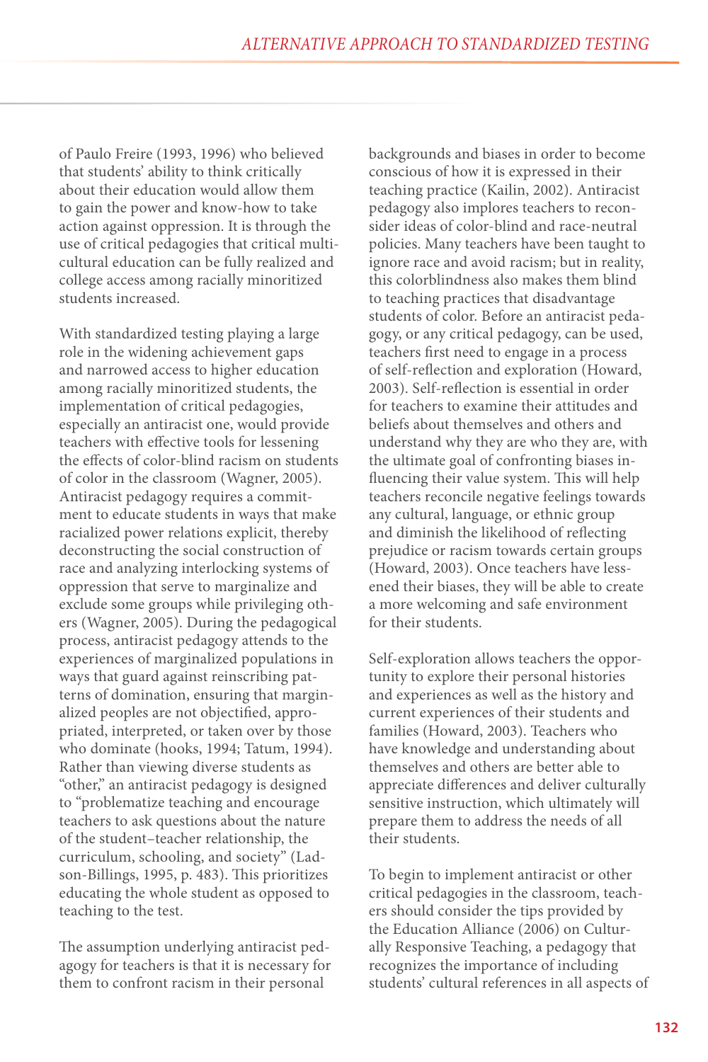of Paulo Freire (1993, 1996) who believed that students' ability to think critically about their education would allow them to gain the power and know-how to take action against oppression. It is through the use of critical pedagogies that critical multicultural education can be fully realized and college access among racially minoritized students increased.

With standardized testing playing a large role in the widening achievement gaps and narrowed access to higher education among racially minoritized students, the implementation of critical pedagogies, especially an antiracist one, would provide teachers with effective tools for lessening the effects of color-blind racism on students of color in the classroom (Wagner, 2005). Antiracist pedagogy requires a commitment to educate students in ways that make racialized power relations explicit, thereby deconstructing the social construction of race and analyzing interlocking systems of oppression that serve to marginalize and exclude some groups while privileging others (Wagner, 2005). During the pedagogical process, antiracist pedagogy attends to the experiences of marginalized populations in ways that guard against reinscribing patterns of domination, ensuring that marginalized peoples are not objectified, appropriated, interpreted, or taken over by those who dominate (hooks, 1994; Tatum, 1994). Rather than viewing diverse students as "other," an antiracist pedagogy is designed to "problematize teaching and encourage teachers to ask questions about the nature of the student–teacher relationship, the curriculum, schooling, and society" (Ladson-Billings, 1995, p. 483). This prioritizes educating the whole student as opposed to teaching to the test.

The assumption underlying antiracist pedagogy for teachers is that it is necessary for them to confront racism in their personal backgrounds and biases in order to become conscious of how it is expressed in their teaching practice (Kailin, 2002). Antiracist pedagogy also implores teachers to reconsider ideas of color-blind and race-neutral policies. Many teachers have been taught to ignore race and avoid racism; but in reality, this colorblindness also makes them blind to teaching practices that disadvantage students of color. Before an antiracist pedagogy, or any critical pedagogy, can be used, teachers first need to engage in a process of self-reflection and exploration (Howard, 2003). Self-reflection is essential in order for teachers to examine their attitudes and beliefs about themselves and others and understand why they are who they are, with the ultimate goal of confronting biases influencing their value system. This will help teachers reconcile negative feelings towards any cultural, language, or ethnic group and diminish the likelihood of reflecting prejudice or racism towards certain groups (Howard, 2003). Once teachers have lessened their biases, they will be able to create a more welcoming and safe environment for their students.

Self-exploration allows teachers the opportunity to explore their personal histories and experiences as well as the history and current experiences of their students and families (Howard, 2003). Teachers who have knowledge and understanding about themselves and others are better able to appreciate differences and deliver culturally sensitive instruction, which ultimately will prepare them to address the needs of all their students.

To begin to implement antiracist or other critical pedagogies in the classroom, teachers should consider the tips provided by the Education Alliance (2006) on Culturally Responsive Teaching, a pedagogy that recognizes the importance of including students' cultural references in all aspects of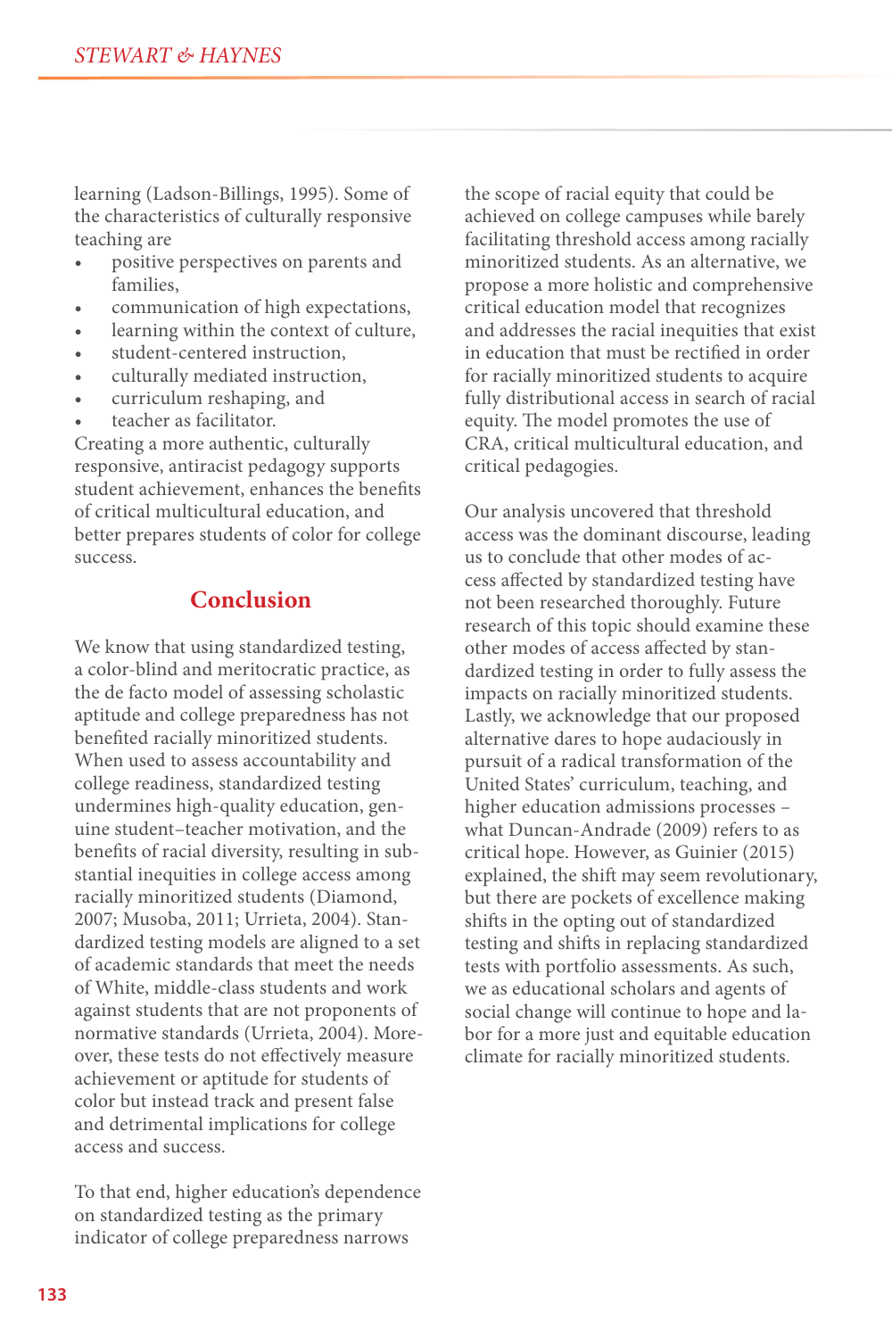learning (Ladson-Billings, 1995). Some of the characteristics of culturally responsive teaching are

- positive perspectives on parents and families,
- communication of high expectations,
- learning within the context of culture,
- student-centered instruction,
- culturally mediated instruction,
- curriculum reshaping, and
- teacher as facilitator.

Creating a more authentic, culturally responsive, antiracist pedagogy supports student achievement, enhances the benefits of critical multicultural education, and better prepares students of color for college success.

## Conclusion

We know that using standardized testing, a color-blind and meritocratic practice, as the de facto model of assessing scholastic aptitude and college preparedness has not benefited racially minoritized students. When used to assess accountability and college readiness, standardized testing undermines high-quality education, genuine student–teacher motivation, and the benefits of racial diversity, resulting in substantial inequities in college access among racially minoritized students (Diamond, 2007; Musoba, 2011; Urrieta, 2004). Standardized testing models are aligned to a set of academic standards that meet the needs of White, middle-class students and work against students that are not proponents of normative standards (Urrieta, 2004). Moreover, these tests do not effectively measure achievement or aptitude for students of color but instead track and present false and detrimental implications for college access and success.

To that end, higher education's dependence on standardized testing as the primary indicator of college preparedness narrows the scope of racial equity that could be achieved on college campuses while barely facilitating threshold access among racially minoritized students. As an alternative, we propose a more holistic and comprehensive critical education model that recognizes and addresses the racial inequities that exist in education that must be rectified in order for racially minoritized students to acquire fully distributional access in search of racial equity. The model promotes the use of CRA, critical multicultural education, and critical pedagogies.

Our analysis uncovered that threshold access was the dominant discourse, leading us to conclude that other modes of access affected by standardized testing have not been researched thoroughly. Future research of this topic should examine these other modes of access affected by standardized testing in order to fully assess the impacts on racially minoritized students. Lastly, we acknowledge that our proposed alternative dares to hope audaciously in pursuit of a radical transformation of the United States' curriculum, teaching, and higher education admissions processes – what Duncan-Andrade (2009) refers to as critical hope. However, as Guinier (2015) explained, the shift may seem revolutionary, but there are pockets of excellence making shifts in the opting out of standardized testing and shifts in replacing standardized tests with portfolio assessments. As such, we as educational scholars and agents of social change will continue to hope and labor for a more just and equitable education climate for racially minoritized students.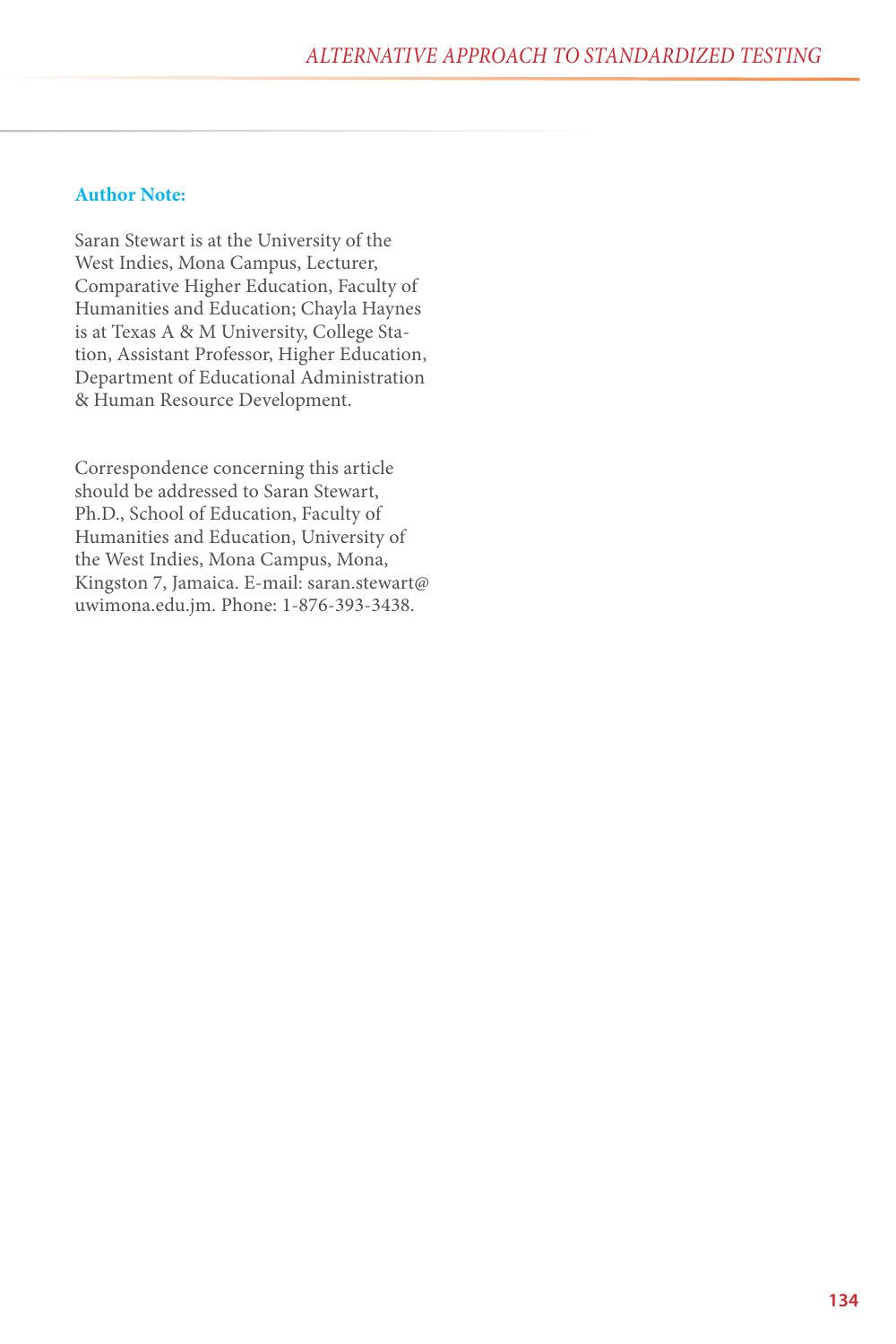**Author Note:**

Saran Stewart is at the University of the West Indies, Mona Campus, Lecturer, Comparative Higher Education, Faculty of Humanities and Education; Chayla Haynes is at Texas A & M University, College Station, Assistant Professor, Higher Education, Department of Educational Administration & Human Resource Development.

Correspondence concerning this article should be addressed to Saran Stewart, Ph.D., School of Education, Faculty of Humanities and Education, University of the West Indies, Mona Campus, Mona, Kingston 7, Jamaica. E-mail: saran.stewart@uwimona.edu.jm. Phone: 1-876-393-3438.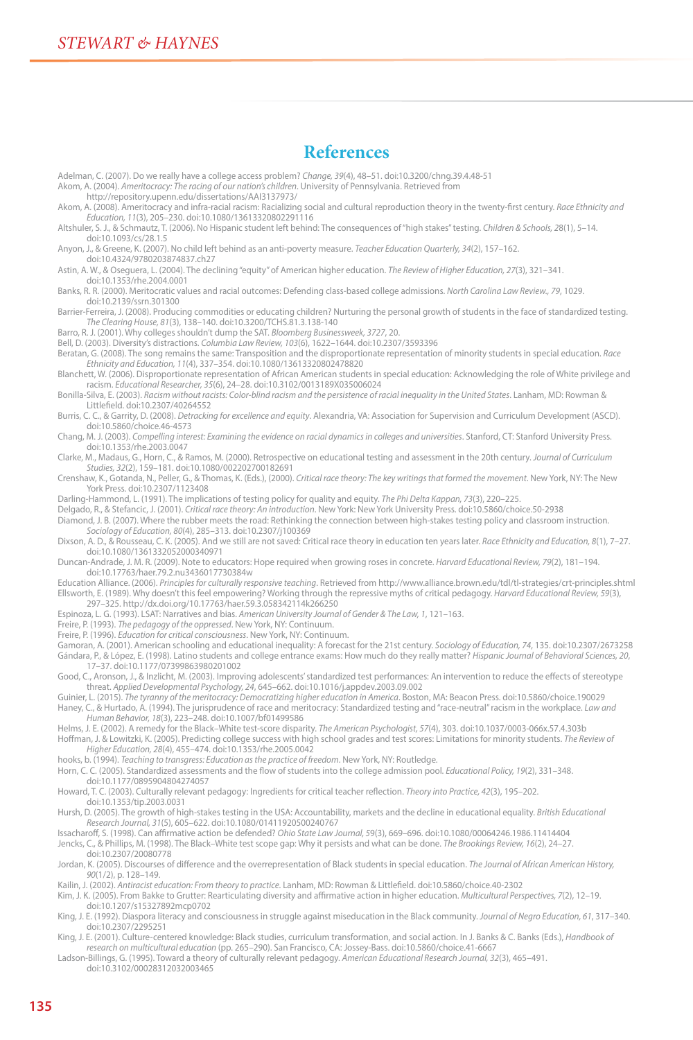# References

Adelman, C. (2007). Do we really have a college access problem? *Change, 39*(4), 48–51. doi:10.3200/chng.39.4.48-51

Akom, A. (2004). *Ameritocracy: The racing of our nation's children*. University of Pennsylvania. Retrieved from http://repository.upenn.edu/dissertations/AAI3137973/

Akom, A. (2008). Ameritocracy and infra-racial racism: Racializing social and cultural reproduction theory in the twenty-first century. *Race Ethnicity and Education, 11*(3), 205–230. doi:10.1080/13613320802291116

Altshuler, S. J., & Schmautz, T. (2006). No Hispanic student left behind: The consequences of "high stakes" testing. *Children & Schools, 28*(1), 5–14. doi:10.1093/cs/28.1.5

Anyon, J., & Greene, K. (2007). No child left behind as an anti-poverty measure. *Teacher Education Quarterly, 34*(2), 157–162. doi:10.4324/9780203874837.ch27

Astin, A. W., & Oseguera, L. (2004). The declining "equity" of American higher education. *The Review of Higher Education, 27*(3), 321–341. doi:10.1353/rhe.2004.0001

Banks, R. R. (2000). Meritocratic values and racial outcomes: Defending class-based college admissions. *North Carolina Law Review., 79*, 1029. doi:10.2139/ssrn.301300

Barrier-Ferreira, J. (2008). Producing commodities or educating children? Nurturing the personal growth of students in the face of standardized testing. *The Clearing House, 81*(3), 138–140. doi:10.3200/TCHS.81.3.138-140

Barro, R. J. (2001). Why colleges shouldn't dump the SAT. *Bloomberg Businessweek, 3727*, 20.

Bell, D. (2003). Diversity's distractions. *Columbia Law Review, 103*(6), 1622–1644. doi:10.2307/3593396

Beratan, G. (2008). The song remains the same: Transposition and the disproportionate representation of minority students in special education. *Race Ethnicity and Education, 11*(4), 337–354. doi:10.1080/13613320802478820

Blanchett, W. (2006). Disproportionate representation of African American students in special education: Acknowledging the role of White privilege and racism. *Educational Researcher, 35*(6), 24–28. doi:10.3102/0013189X035006024

Bonilla-Silva, E. (2003). *Racism without racists: Color-blind racism and the persistence of racial inequality in the United States*. Lanham, MD: Rowman & Littlefield. doi:10.2307/40264552

Burris, C. C., & Garrity, D. (2008). *Detracking for excellence and equity*. Alexandria, VA: Association for Supervision and Curriculum Development (ASCD). doi:10.5860/choice.46-4573

Chang, M. J. (2003). *Compelling interest: Examining the evidence on racial dynamics in colleges and universities*. Stanford, CT: Stanford University Press. doi:10.1353/rhe.2003.0047

Clarke, M., Madaus, G., Horn, C., & Ramos, M. (2000). Retrospective on educational testing and assessment in the 20th century. *Journal of Curriculum Studies, 32*(2), 159–181. doi:10.1080/002202700182691

Crenshaw, K., Gotanda, N., Peller, G., & Thomas, K. (Eds.), (2000). *Critical race theory: The key writings that formed the movement*. New York, NY: The New York Press. doi:10.2307/1123408

Darling-Hammond, L. (1991). The implications of testing policy for quality and equity. *The Phi Delta Kappan, 73*(3), 220–225.

Delgado, R., & Stefancic, J. (2001). *Critical race theory: An introduction*. New York: New York University Press. doi:10.5860/choice.50-2938

Diamond, J. B. (2007). Where the rubber meets the road: Rethinking the connection between high-stakes testing policy and classroom instruction. *Sociology of Education, 80*(4), 285–313. doi:10.2307/j100369

Dixson, A. D., & Rousseau, C. K. (2005). And we still are not saved: Critical race theory in education ten years later. *Race Ethnicity and Education, 8*(1), 7–27. doi:10.1080/1361332052000340971

Duncan-Andrade, J. M. R. (2009). Note to educators: Hope required when growing roses in concrete. *Harvard Educational Review, 79*(2), 181–194. doi:10.17763/haer.79.2.nu3436017730384w

Education Alliance. (2006). *Principles for culturally responsive teaching*. Retrieved from http://www.alliance.brown.edu/tdl/tl-strategies/crt-principles.shtml

Ellsworth, E. (1989). Why doesn't this feel empowering? Working through the repressive myths of critical pedagogy. *Harvard Educational Review, 59*(3), 297–325. http://dx.doi.org/10.17763/haer.59.3.058342114k266250

Espinoza, L. G. (1993). LSAT: Narratives and bias. *American University Journal of Gender & The Law, 1*, 121–163.

Freire, P. (1993). *The pedagogy of the oppressed*. New York, NY: Continuum.

Freire, P. (1996). *Education for critical consciousness*. New York, NY: Continuum.

Gamoran, A. (2001). American schooling and educational inequality: A forecast for the 21st century. *Sociology of Education, 74*, 135. doi:10.2307/2673258

Gándara, P., & López, E. (1998). Latino students and college entrance exams: How much do they really matter? *Hispanic Journal of Behavioral Sciences, 20*, 17–37. doi:10.1177/07399863980201002

Good, C., Aronson, J., & Inzlicht, M. (2003). Improving adolescents' standardized test performances: An intervention to reduce the effects of stereotype threat. *Applied Developmental Psychology, 24*, 645–662. doi:10.1016/j.appdev.2003.09.002

Guinier, L. (2015). *The tyranny of the meritocracy: Democratizing higher education in America*. Boston, MA: Beacon Press. doi:10.5860/choice.190029

Haney, C., & Hurtado, A. (1994). The jurisprudence of race and meritocracy: Standardized testing and "race-neutral" racism in the workplace. *Law and Human Behavior, 18*(3), 223–248. doi:10.1007/bf01499586

Helms, J. E. (2002). A remedy for the Black–White test-score disparity. *The American Psychologist, 57*(4), 303. doi:10.1037/0003-066x.57.4.303b

Hoffman, J. & Lowitzki, K. (2005). Predicting college success with high school grades and test scores: Limitations for minority students. *The Review of Higher Education, 28*(4), 455–474. doi:10.1353/rhe.2005.0042

hooks, b. (1994). *Teaching to transgress: Education as the practice of freedom*. New York, NY: Routledge.

Horn, C. C. (2005). Standardized assessments and the flow of students into the college admission pool. *Educational Policy, 19*(2), 331–348. doi:10.1177/0895904804274057

Howard, T. C. (2003). Culturally relevant pedagogy: Ingredients for critical teacher reflection. *Theory into Practice, 42*(3), 195–202. doi:10.1353/tip.2003.0031

Hursh, D. (2005). The growth of high-stakes testing in the USA: Accountability, markets and the decline in educational equality. *British Educational Research Journal, 31*(5), 605–622. doi:10.1080/01411920500240767

Issacharoff, S. (1998). Can affirmative action be defended? *Ohio State Law Journal, 59*(3), 669–696. doi:10.1080/00064246.1986.11414404

Jencks, C., & Phillips, M. (1998). The Black–White test scope gap: Why it persists and what can be done. *The Brookings Review, 16*(2), 24–27. doi:10.2307/20080778

Jordan, K. (2005). Discourses of difference and the overrepresentation of Black students in special education. *The Journal of African American History, 90*(1/2), p. 128–149.

Kailin, J. (2002). *Antiracist education: From theory to practice*. Lanham, MD: Rowman & Littlefield. doi:10.5860/choice.40-2302

Kim, J. K. (2005). From Bakke to Grutter: Rearticulating diversity and affirmative action in higher education. *Multicultural Perspectives, 7*(2), 12–19. doi:10.1207/s15327892mcp0702

King, J. E. (1992). Diaspora literacy and consciousness in struggle against miseducation in the Black community. *Journal of Negro Education, 61*, 317–340. doi:10.2307/2295251

King, J. E. (2001). Culture-centered knowledge: Black studies, curriculum transformation, and social action. In J. Banks & C. Banks (Eds.), *Handbook of research on multicultural education* (pp. 265–290). San Francisco, CA: Jossey-Bass. doi:10.5860/choice.41-6667

Ladson-Billings, G. (1995). Toward a theory of culturally relevant pedagogy. *American Educational Research Journal, 32*(3), 465–491. doi:10.3102/00028312032003465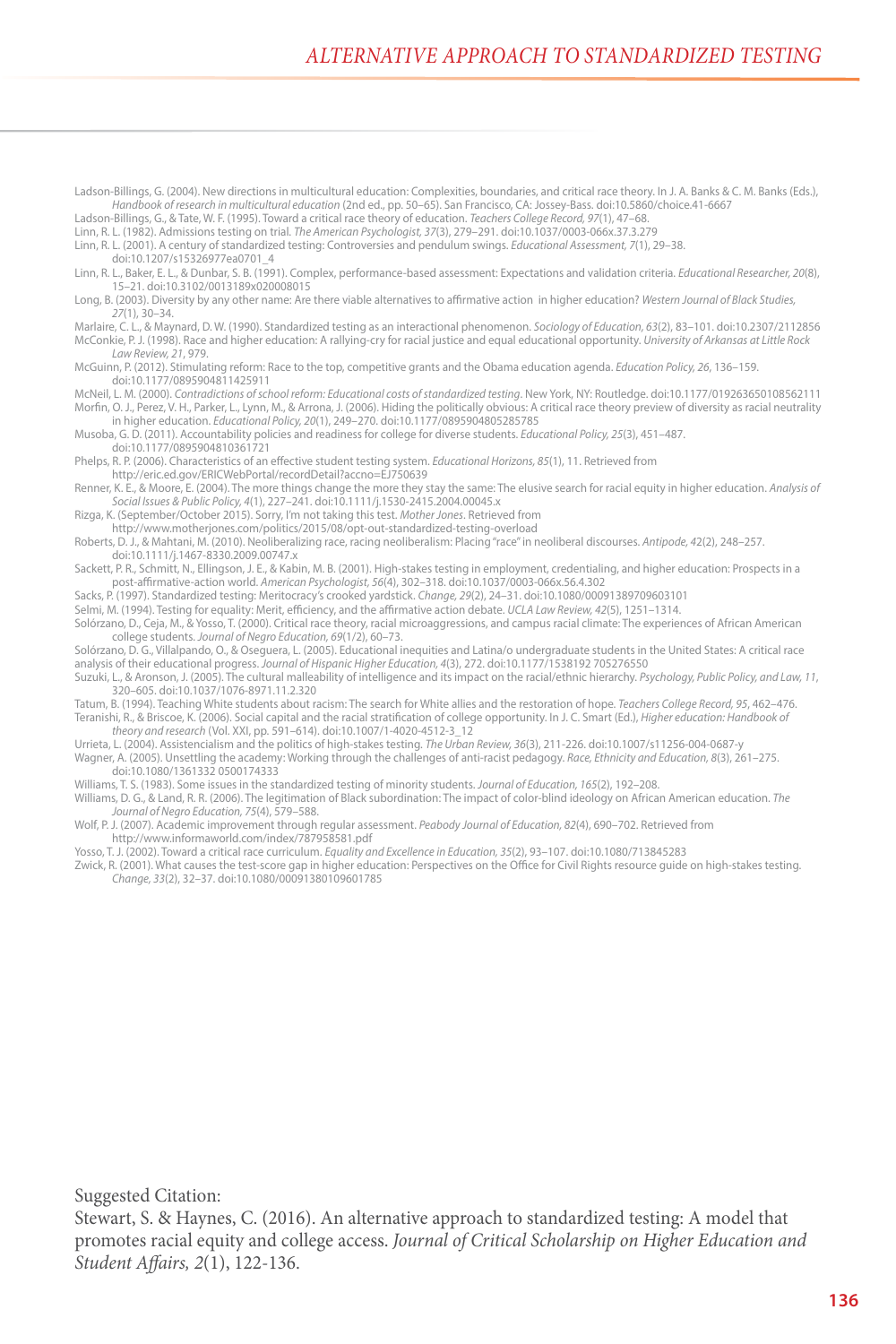Ladson-Billings, G. (2004). New directions in multicultural education: Complexities, boundaries, and critical race theory. In J. A. Banks & C. M. Banks (Eds.), *Handbook of research in multicultural education* (2nd ed., pp. 50–65). San Francisco, CA: Jossey-Bass. doi:10.5860/choice.41-6667

Ladson-Billings, G., & Tate, W. F. (1995). Toward a critical race theory of education. *Teachers College Record, 97*(1), 47–68.

Linn, R. L. (1982). Admissions testing on trial. *The American Psychologist, 37*(3), 279–291. doi:10.1037/0003-066x.37.3.279

Linn, R. L. (2001). A century of standardized testing: Controversies and pendulum swings. *Educational Assessment, 7*(1), 29–38. doi:10.1207/s15326977ea0701_4

Linn, R. L., Baker, E. L., & Dunbar, S. B. (1991). Complex, performance-based assessment: Expectations and validation criteria. *Educational Researcher, 20*(8), 15–21. doi:10.3102/0013189x020008015

Long, B. (2003). Diversity by any other name: Are there viable alternatives to affirmative action in higher education? *Western Journal of Black Studies, 27*(1), 30–34.

Marlaire, C. L., & Maynard, D. W. (1990). Standardized testing as an interactional phenomenon. *Sociology of Education, 63*(2), 83–101. doi:10.2307/2112856

McConkie, P. J. (1998). Race and higher education: A rallying-cry for racial justice and equal educational opportunity. *University of Arkansas at Little Rock Law Review, 21*, 979.

McGuinn, P. (2012). Stimulating reform: Race to the top, competitive grants and the Obama education agenda. *Education Policy, 26*, 136–159. doi:10.1177/0895904811425911

McNeil, L. M. (2000). *Contradictions of school reform: Educational costs of standardized testing*. New York, NY: Routledge. doi:10.1177/019263650108562111

Morfin, O. J., Perez, V. H., Parker, L., Lynn, M., & Arrona, J. (2006). Hiding the politically obvious: A critical race theory preview of diversity as racial neutrality in higher education. *Educational Policy, 20*(1), 249–270. doi:10.1177/0895904805285785

Musoba, G. D. (2011). Accountability policies and readiness for college for diverse students. *Educational Policy, 25*(3), 451–487. doi:10.1177/0895904810361721

Phelps, R. P. (2006). Characteristics of an effective student testing system. *Educational Horizons, 85*(1), 11. Retrieved from http://eric.ed.gov/ERICWebPortal/recordDetail?accno=EJ750639

Renner, K. E., & Moore, E. (2004). The more things change the more they stay the same: The elusive search for racial equity in higher education. *Analysis of Social Issues & Public Policy, 4*(1), 227–241. doi:10.1111/j.1530-2415.2004.00045.x

Rizga, K. (September/October 2015). Sorry, I'm not taking this test. *Mother Jones*. Retrieved from http://www.motherjones.com/politics/2015/08/opt-out-standardized-testing-overload

Roberts, D. J., & Mahtani, M. (2010). Neoliberalizing race, racing neoliberalism: Placing "race" in neoliberal discourses. *Antipode, 42*(2), 248–257. doi:10.1111/j.1467-8330.2009.00747.x

Sackett, P. R., Schmitt, N., Ellingson, J. E., & Kabin, M. B. (2001). High-stakes testing in employment, credentialing, and higher education: Prospects in a post-affirmative-action world. *American Psychologist, 56*(4), 302–318. doi:10.1037/0003-066x.56.4.302

Sacks, P. (1997). Standardized testing: Meritocracy's crooked yardstick. *Change, 29*(2), 24–31. doi:10.1080/00091389709603101

Selmi, M. (1994). Testing for equality: Merit, efficiency, and the affirmative action debate. *UCLA Law Review, 42*(5), 1251–1314.

Solórzano, D., Ceja, M., & Yosso, T. (2000). Critical race theory, racial microaggressions, and campus racial climate: The experiences of African American college students. *Journal of Negro Education, 69*(1/2), 60–73.

Solórzano, D. G., Villalpando, O., & Oseguera, L. (2005). Educational inequities and Latina/o undergraduate students in the United States: A critical race analysis of their educational progress. *Journal of Hispanic Higher Education, 4*(3), 272. doi:10.1177/1538192 705276550

Suzuki, L., & Aronson, J. (2005). The cultural malleability of intelligence and its impact on the racial/ethnic hierarchy. *Psychology, Public Policy, and Law, 11*, 320–605. doi:10.1037/1076-8971.11.2.320

Tatum, B. (1994). Teaching White students about racism: The search for White allies and the restoration of hope. *Teachers College Record, 95*, 462–476.

Teranishi, R., & Briscoe, K. (2006). Social capital and the racial stratification of college opportunity. In J. C. Smart (Ed.), *Higher education: Handbook of theory and research* (Vol. XXI, pp. 591–614). doi:10.1007/1-4020-4512-3_12

Urrieta, L. (2004). Assistencialism and the politics of high-stakes testing. *The Urban Review, 36*(3), 211-226. doi:10.1007/s11256-004-0687-y

Wagner, A. (2005). Unsettling the academy: Working through the challenges of anti-racist pedagogy. *Race, Ethnicity and Education, 8*(3), 261–275. doi:10.1080/1361332 0500174333

Williams, T. S. (1983). Some issues in the standardized testing of minority students. *Journal of Education, 165*(2), 192–208.

Williams, D. G., & Land, R. R. (2006). The legitimation of Black subordination: The impact of color-blind ideology on African American education. *The Journal of Negro Education, 75*(4), 579–588.

Wolf, P. J. (2007). Academic improvement through regular assessment. *Peabody Journal of Education, 82*(4), 690–702. Retrieved from http://www.informaworld.com/index/787958581.pdf

Yosso, T. J. (2002). Toward a critical race curriculum. *Equality and Excellence in Education, 35*(2), 93–107. doi:10.1080/713845283

Zwick, R. (2001). What causes the test-score gap in higher education: Perspectives on the Office for Civil Rights resource guide on high-stakes testing. *Change, 33*(2), 32–37. doi:10.1080/00091380109601785

Suggested Citation:

Stewart, S. & Haynes, C. (2016). An alternative approach to standardized testing: A model that promotes racial equity and college access. *Journal of Critical Scholarship on Higher Education and Student Affairs, 2*(1), 122-136.